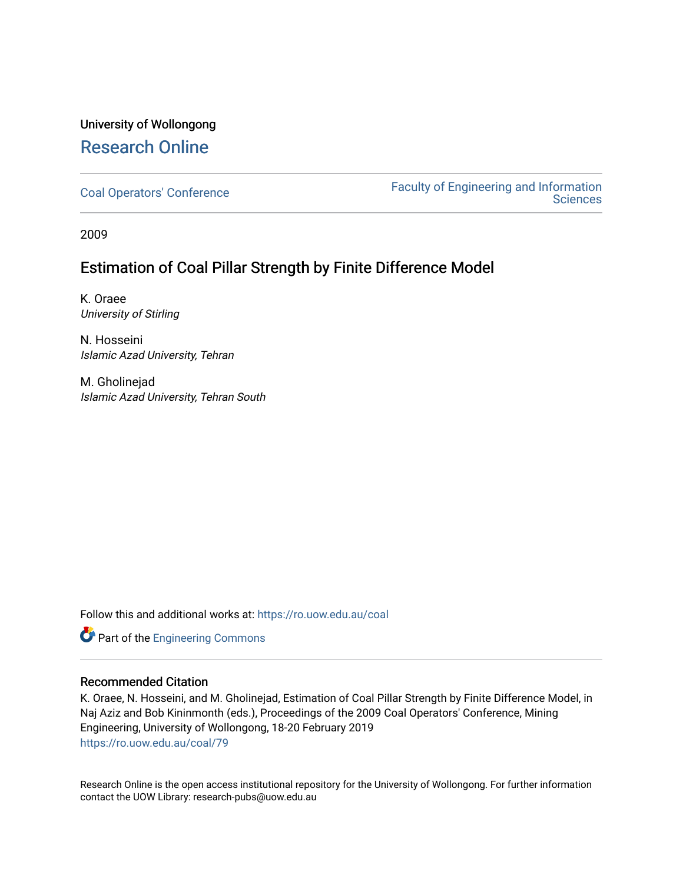University of Wollongong

# Research Online

Coal Operators' Conference

Faculty of Engineering and Information Sciences

2009

## Estimation of Coal Pillar Strength by Finite Difference Model

K. Oraee
*University of Stirling*

N. Hosseini
*Islamic Azad University, Tehran*

M. Gholinejad
*Islamic Azad University, Tehran South*

Follow this and additional works at: https://ro.uow.edu.au/coal

Part of the Engineering Commons

### Recommended Citation

K. Oraee, N. Hosseini, and M. Gholinejad, Estimation of Coal Pillar Strength by Finite Difference Model, in Naj Aziz and Bob Kininmonth (eds.), Proceedings of the 2009 Coal Operators' Conference, Mining Engineering, University of Wollongong, 18-20 February 2019
https://ro.uow.edu.au/coal/79

Research Online is the open access institutional repository for the University of Wollongong. For further information contact the UOW Library: research-pubs@uow.edu.au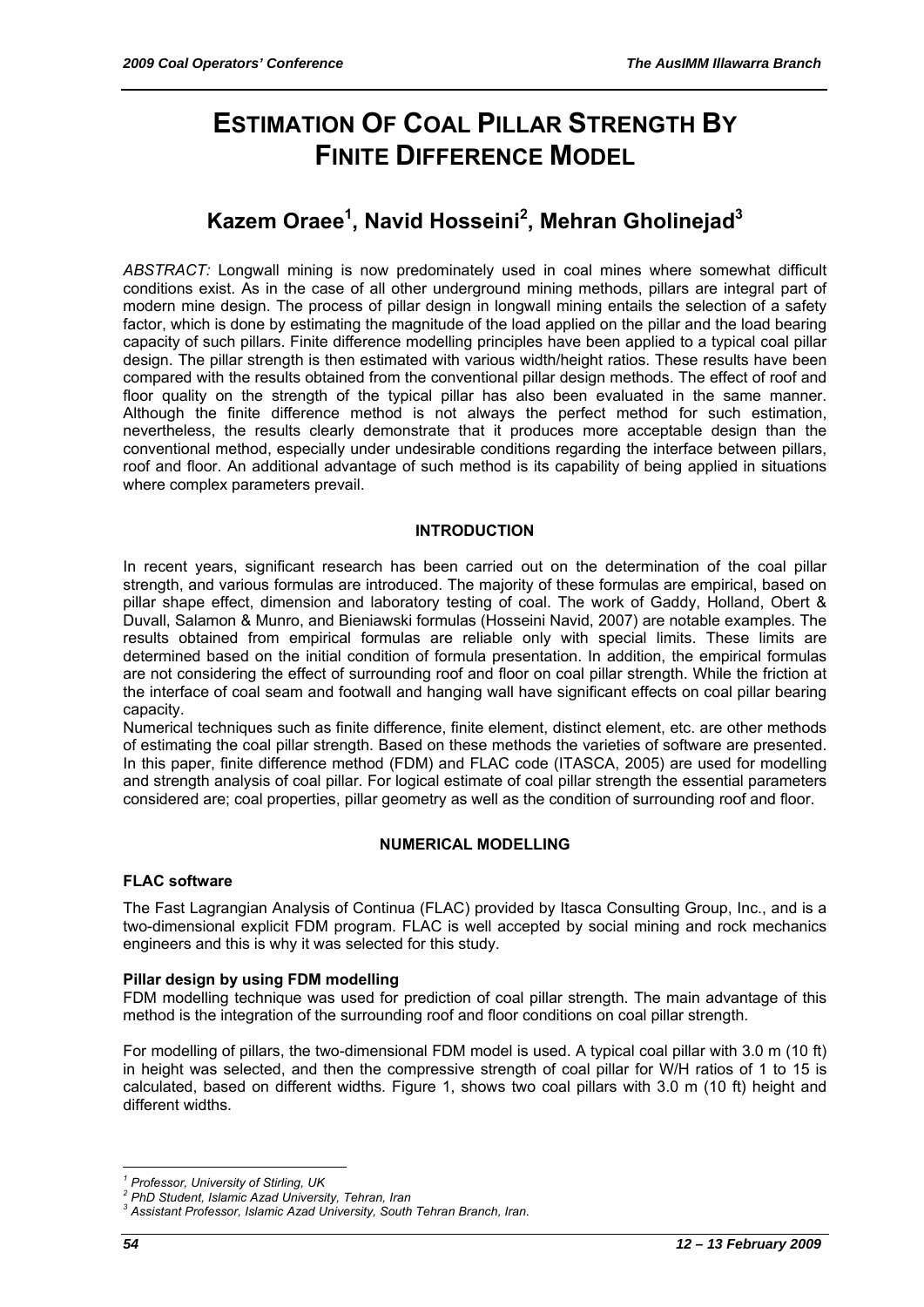# ESTIMATION OF COAL PILLAR STRENGTH BY FINITE DIFFERENCE MODEL

## Kazem Oraee[1], Navid Hosseini[2], Mehran Gholinejad[3]

*ABSTRACT:* Longwall mining is now predominately used in coal mines where somewhat difficult conditions exist. As in the case of all other underground mining methods, pillars are integral part of modern mine design. The process of pillar design in longwall mining entails the selection of a safety factor, which is done by estimating the magnitude of the load applied on the pillar and the load bearing capacity of such pillars. Finite difference modelling principles have been applied to a typical coal pillar design. The pillar strength is then estimated with various width/height ratios. These results have been compared with the results obtained from the conventional pillar design methods. The effect of roof and floor quality on the strength of the typical pillar has also been evaluated in the same manner. Although the finite difference method is not always the perfect method for such estimation, nevertheless, the results clearly demonstrate that it produces more acceptable design than the conventional method, especially under undesirable conditions regarding the interface between pillars, roof and floor. An additional advantage of such method is its capability of being applied in situations where complex parameters prevail.

### INTRODUCTION

In recent years, significant research has been carried out on the determination of the coal pillar strength, and various formulas are introduced. The majority of these formulas are empirical, based on pillar shape effect, dimension and laboratory testing of coal. The work of Gaddy, Holland, Obert & Duvall, Salamon & Munro, and Bieniawski formulas (Hosseini Navid, 2007) are notable examples. The results obtained from empirical formulas are reliable only with special limits. These limits are determined based on the initial condition of formula presentation. In addition, the empirical formulas are not considering the effect of surrounding roof and floor on coal pillar strength. While the friction at the interface of coal seam and footwall and hanging wall have significant effects on coal pillar bearing capacity.

Numerical techniques such as finite difference, finite element, distinct element, etc. are other methods of estimating the coal pillar strength. Based on these methods the varieties of software are presented. In this paper, finite difference method (FDM) and FLAC code (ITASCA, 2005) are used for modelling and strength analysis of coal pillar. For logical estimate of coal pillar strength the essential parameters considered are; coal properties, pillar geometry as well as the condition of surrounding roof and floor.

### NUMERICAL MODELLING

#### FLAC software

The Fast Lagrangian Analysis of Continua (FLAC) provided by Itasca Consulting Group, Inc., and is a two-dimensional explicit FDM program. FLAC is well accepted by social mining and rock mechanics engineers and this is why it was selected for this study.

#### Pillar design by using FDM modelling

FDM modelling technique was used for prediction of coal pillar strength. The main advantage of this method is the integration of the surrounding roof and floor conditions on coal pillar strength.

For modelling of pillars, the two-dimensional FDM model is used. A typical coal pillar with 3.0 m (10 ft) in height was selected, and then the compressive strength of coal pillar for W/H ratios of 1 to 15 is calculated, based on different widths. Figure 1, shows two coal pillars with 3.0 m (10 ft) height and different widths.

---

[1] *Professor, University of Stirling, UK*

[2] *PhD Student, Islamic Azad University, Tehran, Iran*

[3] *Assistant Professor, Islamic Azad University, South Tehran Branch, Iran.*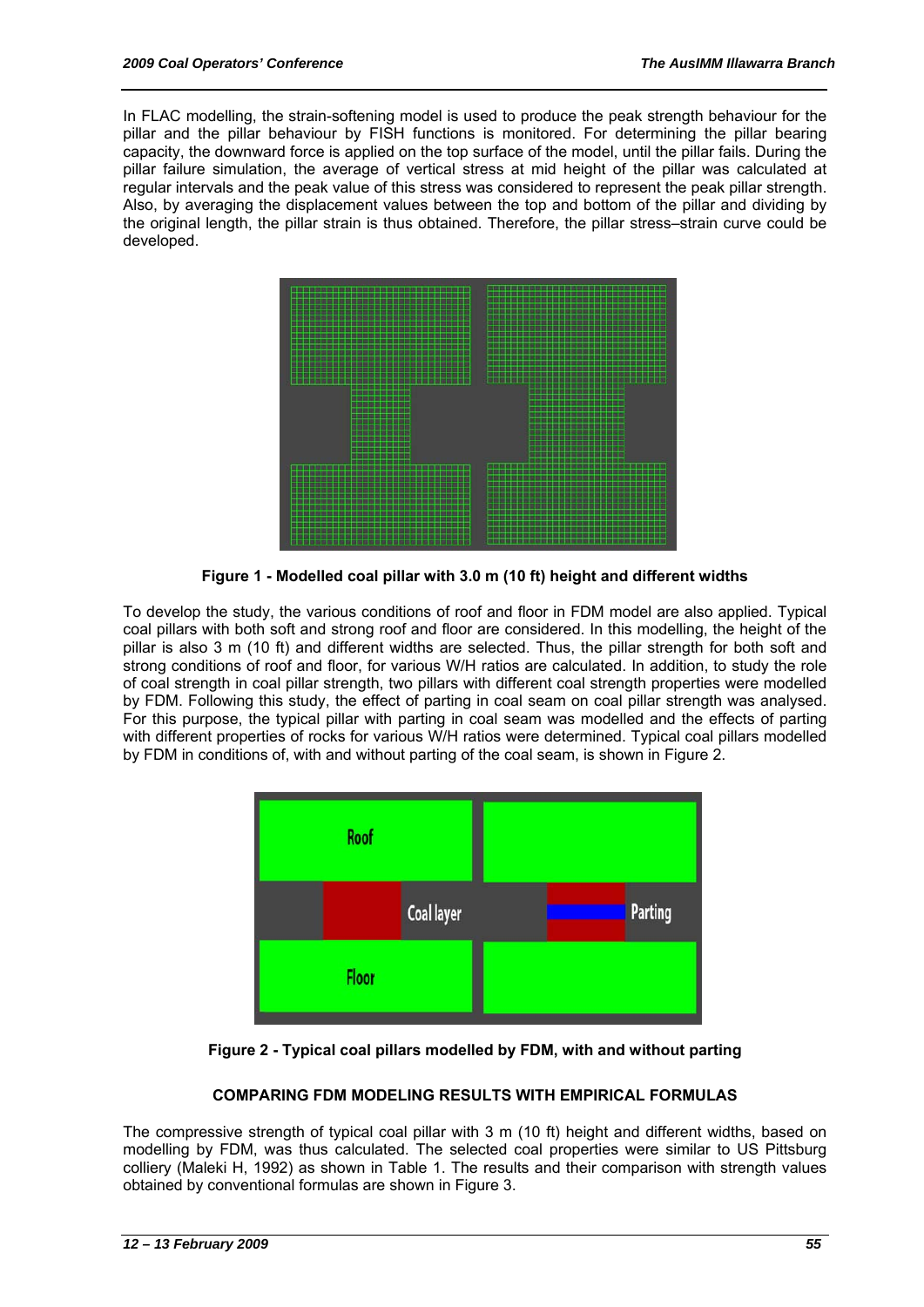In FLAC modelling, the strain-softening model is used to produce the peak strength behaviour for the pillar and the pillar behaviour by FISH functions is monitored. For determining the pillar bearing capacity, the downward force is applied on the top surface of the model, until the pillar fails. During the pillar failure simulation, the average of vertical stress at mid height of the pillar was calculated at regular intervals and the peak value of this stress was considered to represent the peak pillar strength. Also, by averaging the displacement values between the top and bottom of the pillar and dividing by the original length, the pillar strain is thus obtained. Therefore, the pillar stress–strain curve could be developed.

**Figure 1 - Modelled coal pillar with 3.0 m (10 ft) height and different widths**

To develop the study, the various conditions of roof and floor in FDM model are also applied. Typical coal pillars with both soft and strong roof and floor are considered. In this modelling, the height of the pillar is also 3 m (10 ft) and different widths are selected. Thus, the pillar strength for both soft and strong conditions of roof and floor, for various W/H ratios are calculated. In addition, to study the role of coal strength in coal pillar strength, two pillars with different coal strength properties were modelled by FDM. Following this study, the effect of parting in coal seam on coal pillar strength was analysed. For this purpose, the typical pillar with parting in coal seam was modelled and the effects of parting with different properties of rocks for various W/H ratios were determined. Typical coal pillars modelled by FDM in conditions of, with and without parting of the coal seam, is shown in Figure 2.

Roof

Coal layer

Floor

Parting

**Figure 2 - Typical coal pillars modelled by FDM, with and without parting**

## COMPARING FDM MODELING RESULTS WITH EMPIRICAL FORMULAS

The compressive strength of typical coal pillar with 3 m (10 ft) height and different widths, based on modelling by FDM, was thus calculated. The selected coal properties were similar to US Pittsburg colliery (Maleki H, 1992) as shown in Table 1. The results and their comparison with strength values obtained by conventional formulas are shown in Figure 3.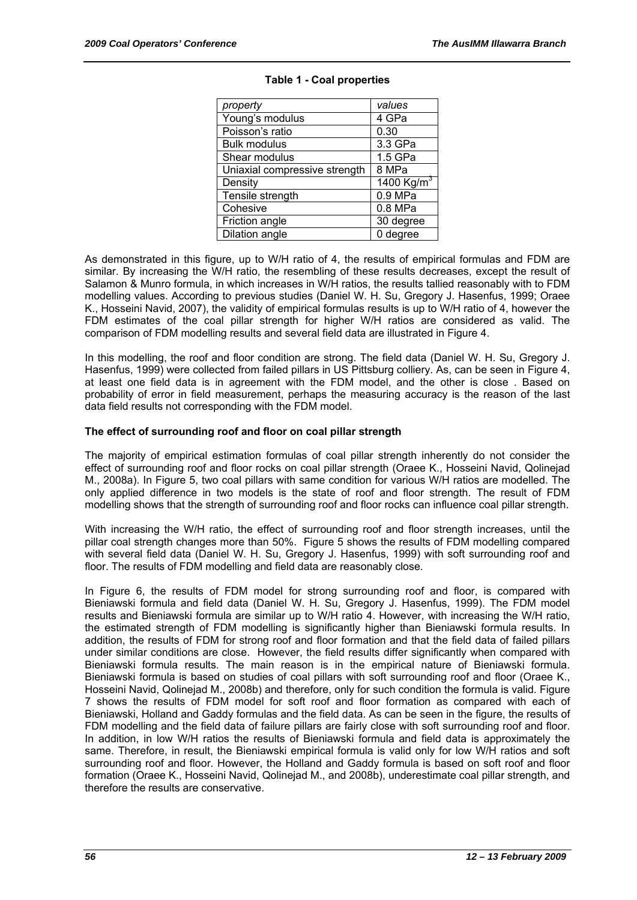**Table 1 - Coal properties**

| *property* | *values* |
|---|---|
| Young's modulus | 4 GPa |
| Poisson's ratio | 0.30 |
| Bulk modulus | 3.3 GPa |
| Shear modulus | 1.5 GPa |
| Uniaxial compressive strength | 8 MPa |
| Density | 1400 $Kg/m^3$ |
| Tensile strength | 0.9 MPa |
| Cohesive | 0.8 MPa |
| Friction angle | 30 degree |
| Dilation angle | 0 degree |

As demonstrated in this figure, up to W/H ratio of 4, the results of empirical formulas and FDM are similar. By increasing the W/H ratio, the resembling of these results decreases, except the result of Salamon & Munro formula, in which increases in W/H ratios, the results tallied reasonably with to FDM modelling values. According to previous studies (Daniel W. H. Su, Gregory J. Hasenfus, 1999; Oraee K., Hosseini Navid, 2007), the validity of empirical formulas results is up to W/H ratio of 4, however the FDM estimates of the coal pillar strength for higher W/H ratios are considered as valid. The comparison of FDM modelling results and several field data are illustrated in Figure 4.

In this modelling, the roof and floor condition are strong. The field data (Daniel W. H. Su, Gregory J. Hasenfus, 1999) were collected from failed pillars in US Pittsburg colliery. As, can be seen in Figure 4, at least one field data is in agreement with the FDM model, and the other is close . Based on probability of error in field measurement, perhaps the measuring accuracy is the reason of the last data field results not corresponding with the FDM model.

### The effect of surrounding roof and floor on coal pillar strength

The majority of empirical estimation formulas of coal pillar strength inherently do not consider the effect of surrounding roof and floor rocks on coal pillar strength (Oraee K., Hosseini Navid, Qolinejad M., 2008a). In Figure 5, two coal pillars with same condition for various W/H ratios are modelled. The only applied difference in two models is the state of roof and floor strength. The result of FDM modelling shows that the strength of surrounding roof and floor rocks can influence coal pillar strength.

With increasing the W/H ratio, the effect of surrounding roof and floor strength increases, until the pillar coal strength changes more than 50%. Figure 5 shows the results of FDM modelling compared with several field data (Daniel W. H. Su, Gregory J. Hasenfus, 1999) with soft surrounding roof and floor. The results of FDM modelling and field data are reasonably close.

In Figure 6, the results of FDM model for strong surrounding roof and floor, is compared with Bieniawski formula and field data (Daniel W. H. Su, Gregory J. Hasenfus, 1999). The FDM model results and Bieniawski formula are similar up to W/H ratio 4. However, with increasing the W/H ratio, the estimated strength of FDM modelling is significantly higher than Bieniawski formula results. In addition, the results of FDM for strong roof and floor formation and that the field data of failed pillars under similar conditions are close. However, the field results differ significantly when compared with Bieniawski formula results. The main reason is in the empirical nature of Bieniawski formula. Bieniawski formula is based on studies of coal pillars with soft surrounding roof and floor (Oraee K., Hosseini Navid, Qolinejad M., 2008b) and therefore, only for such condition the formula is valid. Figure 7 shows the results of FDM model for soft roof and floor formation as compared with each of Bieniawski, Holland and Gaddy formulas and the field data. As can be seen in the figure, the results of FDM modelling and the field data of failure pillars are fairly close with soft surrounding roof and floor. In addition, in low W/H ratios the results of Bieniawski formula and field data is approximately the same. Therefore, in result, the Bieniawski empirical formula is valid only for low W/H ratios and soft surrounding roof and floor. However, the Holland and Gaddy formula is based on soft roof and floor formation (Oraee K., Hosseini Navid, Qolinejad M., and 2008b), underestimate coal pillar strength, and therefore the results are conservative.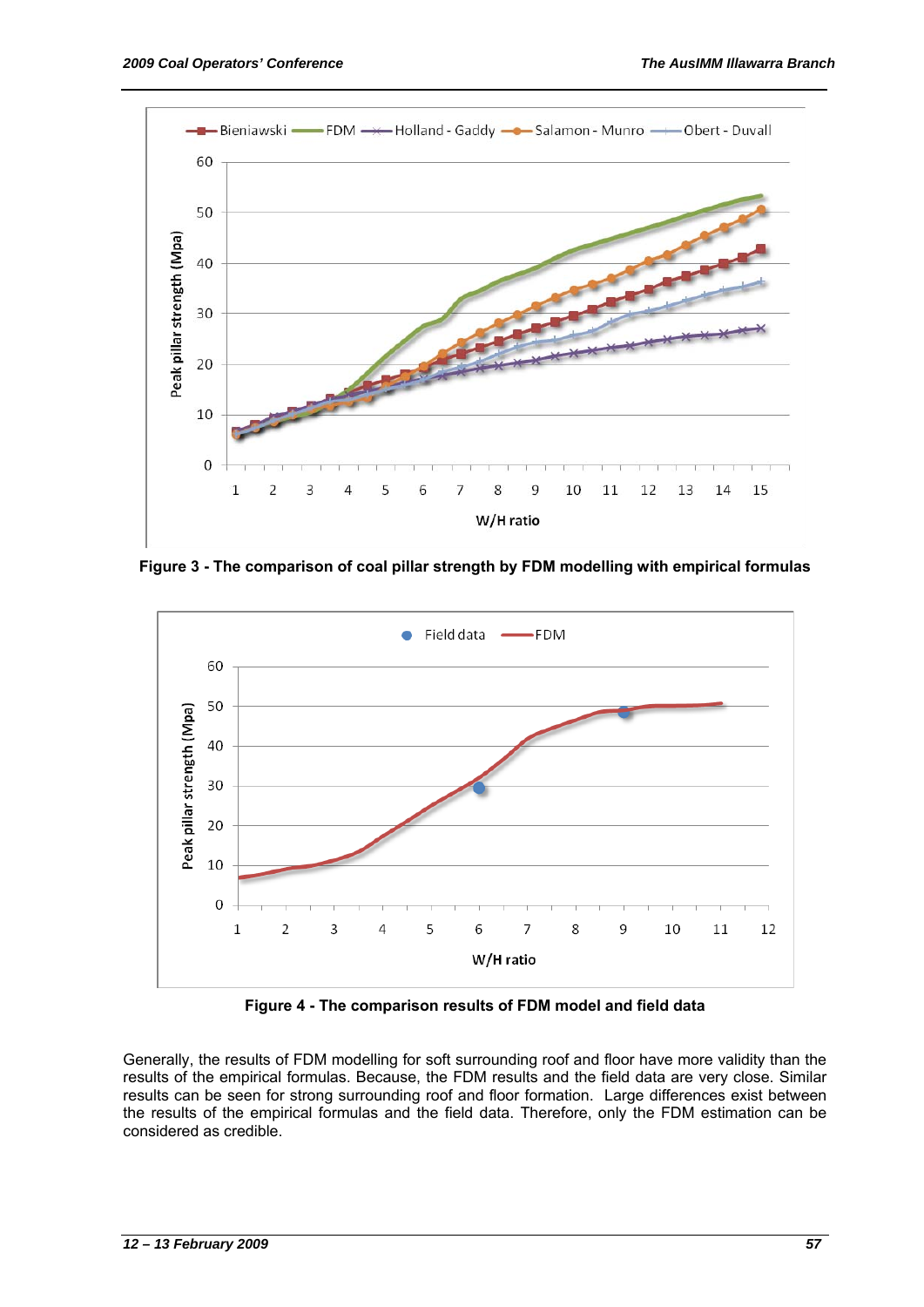Bieniawski
FDM
Holland - Gaddy
Salamon - Munro
Obert - Duvall

Peak pillar strength (Mpa)

60
50
40
30
20
10
0

1 2 3 4 5 6 7 8 9 10 11 12 13 14 15

W/H ratio

**Figure 3 - The comparison of coal pillar strength by FDM modelling with empirical formulas**

Field data
FDM

Peak pillar strength (Mpa)

60
50
40
30
20
10
0

1 2 3 4 5 6 7 8 9 10 11 12

W/H ratio

**Figure 4 - The comparison results of FDM model and field data**

Generally, the results of FDM modelling for soft surrounding roof and floor have more validity than the results of the empirical formulas. Because, the FDM results and the field data are very close. Similar results can be seen for strong surrounding roof and floor formation. Large differences exist between the results of the empirical formulas and the field data. Therefore, only the FDM estimation can be considered as credible.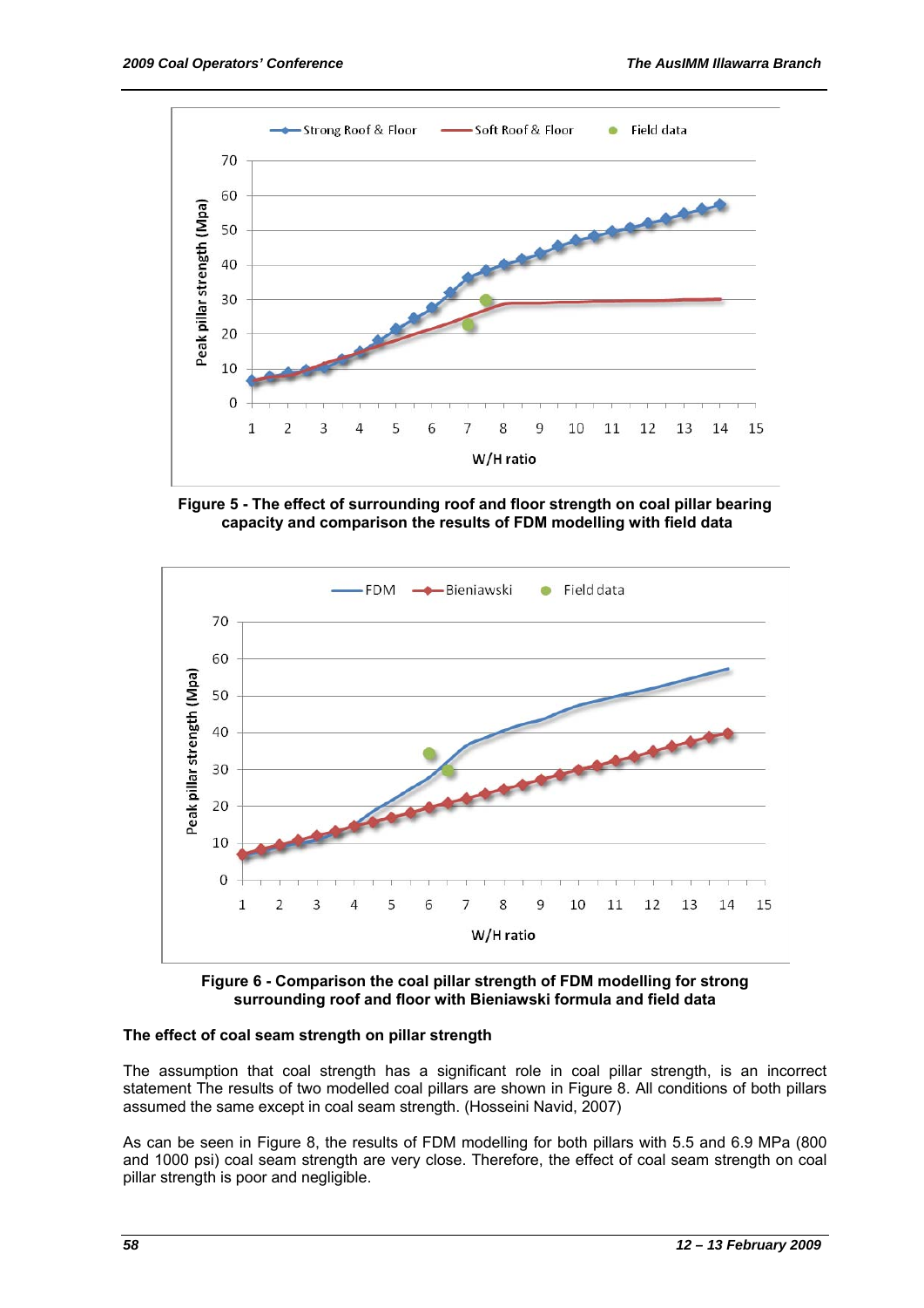**Figure 5 - The effect of surrounding roof and floor strength on coal pillar bearing capacity and comparison the results of FDM modelling with field data**

**Figure 6 - Comparison the coal pillar strength of FDM modelling for strong surrounding roof and floor with Bieniawski formula and field data**

### The effect of coal seam strength on pillar strength

The assumption that coal strength has a significant role in coal pillar strength, is an incorrect statement The results of two modelled coal pillars are shown in Figure 8. All conditions of both pillars assumed the same except in coal seam strength. (Hosseini Navid, 2007)

As can be seen in Figure 8, the results of FDM modelling for both pillars with 5.5 and 6.9 MPa (800 and 1000 psi) coal seam strength are very close. Therefore, the effect of coal seam strength on coal pillar strength is poor and negligible.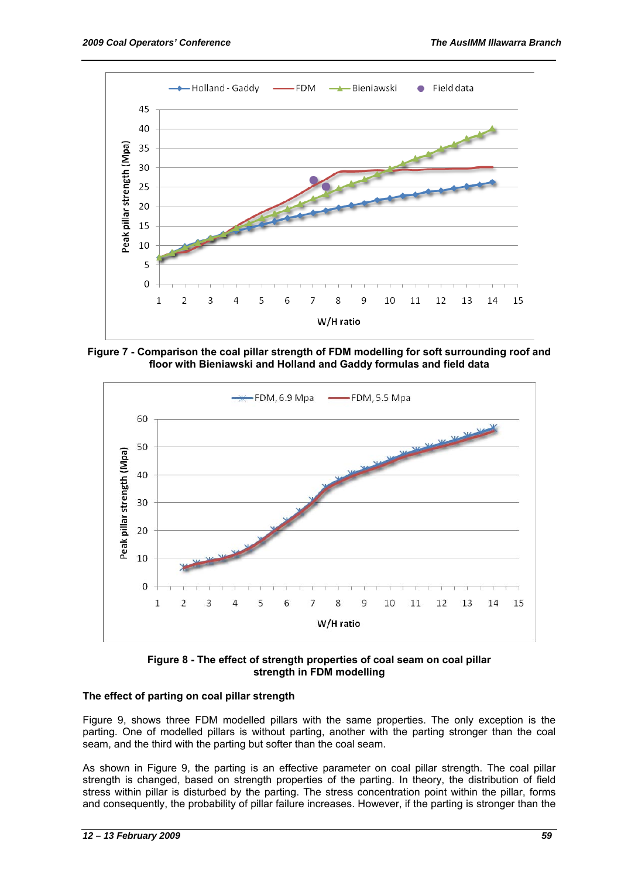Holland - Gaddy
FDM
Bieniawski
Field data

Peak pillar strength (Mpa)

45
40
35
30
25
20
15
10
5
0

1 2 3 4 5 6 7 8 9 10 11 12 13 14 15

W/H ratio

**Figure 7 - Comparison the coal pillar strength of FDM modelling for soft surrounding roof and floor with Bieniawski and Holland and Gaddy formulas and field data**

FDM, 6.9 Mpa
FDM, 5.5 Mpa

Peak pillar strength (Mpa)

60
50
40
30
20
10
0

1 2 3 4 5 6 7 8 9 10 11 12 13 14 15

W/H ratio

**Figure 8 - The effect of strength properties of coal seam on coal pillar strength in FDM modelling**

### The effect of parting on coal pillar strength

Figure 9, shows three FDM modelled pillars with the same properties. The only exception is the parting. One of modelled pillars is without parting, another with the parting stronger than the coal seam, and the third with the parting but softer than the coal seam.

As shown in Figure 9, the parting is an effective parameter on coal pillar strength. The coal pillar strength is changed, based on strength properties of the parting. In theory, the distribution of field stress within pillar is disturbed by the parting. The stress concentration point within the pillar, forms and consequently, the probability of pillar failure increases. However, if the parting is stronger than the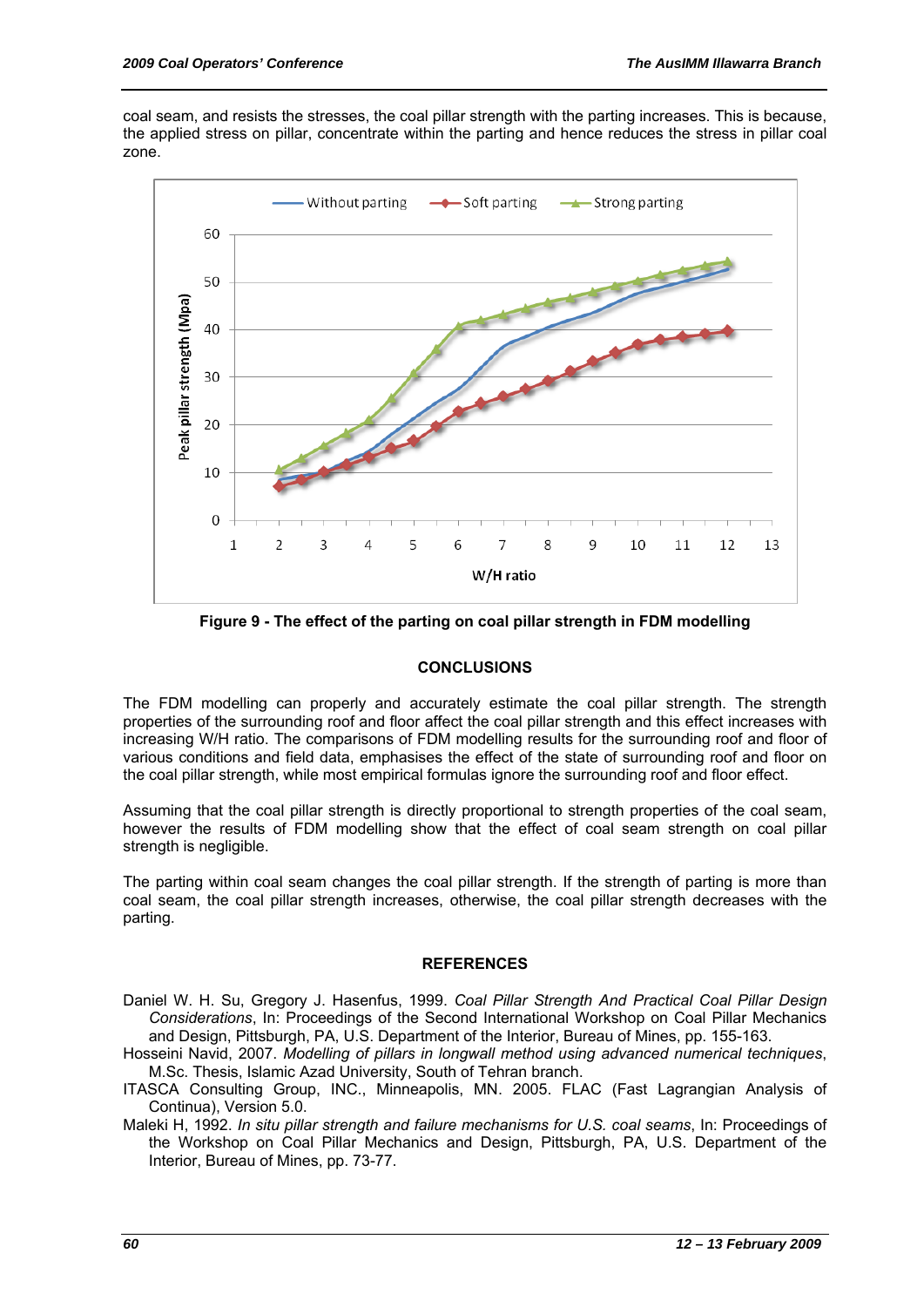coal seam, and resists the stresses, the coal pillar strength with the parting increases. This is because, the applied stress on pillar, concentrate within the parting and hence reduces the stress in pillar coal zone.

Without parting
Soft parting
Strong parting

Peak pillar strength (Mpa)
0
10
20
30
40
50
60

1 2 3 4 5 6 7 8 9 10 11 12 13
W/H ratio

**Figure 9 - The effect of the parting on coal pillar strength in FDM modelling**

## CONCLUSIONS

The FDM modelling can properly and accurately estimate the coal pillar strength. The strength properties of the surrounding roof and floor affect the coal pillar strength and this effect increases with increasing W/H ratio. The comparisons of FDM modelling results for the surrounding roof and floor of various conditions and field data, emphasises the effect of the state of surrounding roof and floor on the coal pillar strength, while most empirical formulas ignore the surrounding roof and floor effect.

Assuming that the coal pillar strength is directly proportional to strength properties of the coal seam, however the results of FDM modelling show that the effect of coal seam strength on coal pillar strength is negligible.

The parting within coal seam changes the coal pillar strength. If the strength of parting is more than coal seam, the coal pillar strength increases, otherwise, the coal pillar strength decreases with the parting.

## REFERENCES

Daniel W. H. Su, Gregory J. Hasenfus, 1999. *Coal Pillar Strength And Practical Coal Pillar Design Considerations*, In: Proceedings of the Second International Workshop on Coal Pillar Mechanics and Design, Pittsburgh, PA, U.S. Department of the Interior, Bureau of Mines, pp. 155-163.

Hosseini Navid, 2007. *Modelling of pillars in longwall method using advanced numerical techniques*, M.Sc. Thesis, Islamic Azad University, South of Tehran branch.

ITASCA Consulting Group, INC., Minneapolis, MN. 2005. FLAC (Fast Lagrangian Analysis of Continua), Version 5.0.

Maleki H, 1992. *In situ pillar strength and failure mechanisms for U.S. coal seams*, In: Proceedings of the Workshop on Coal Pillar Mechanics and Design, Pittsburgh, PA, U.S. Department of the Interior, Bureau of Mines, pp. 73-77.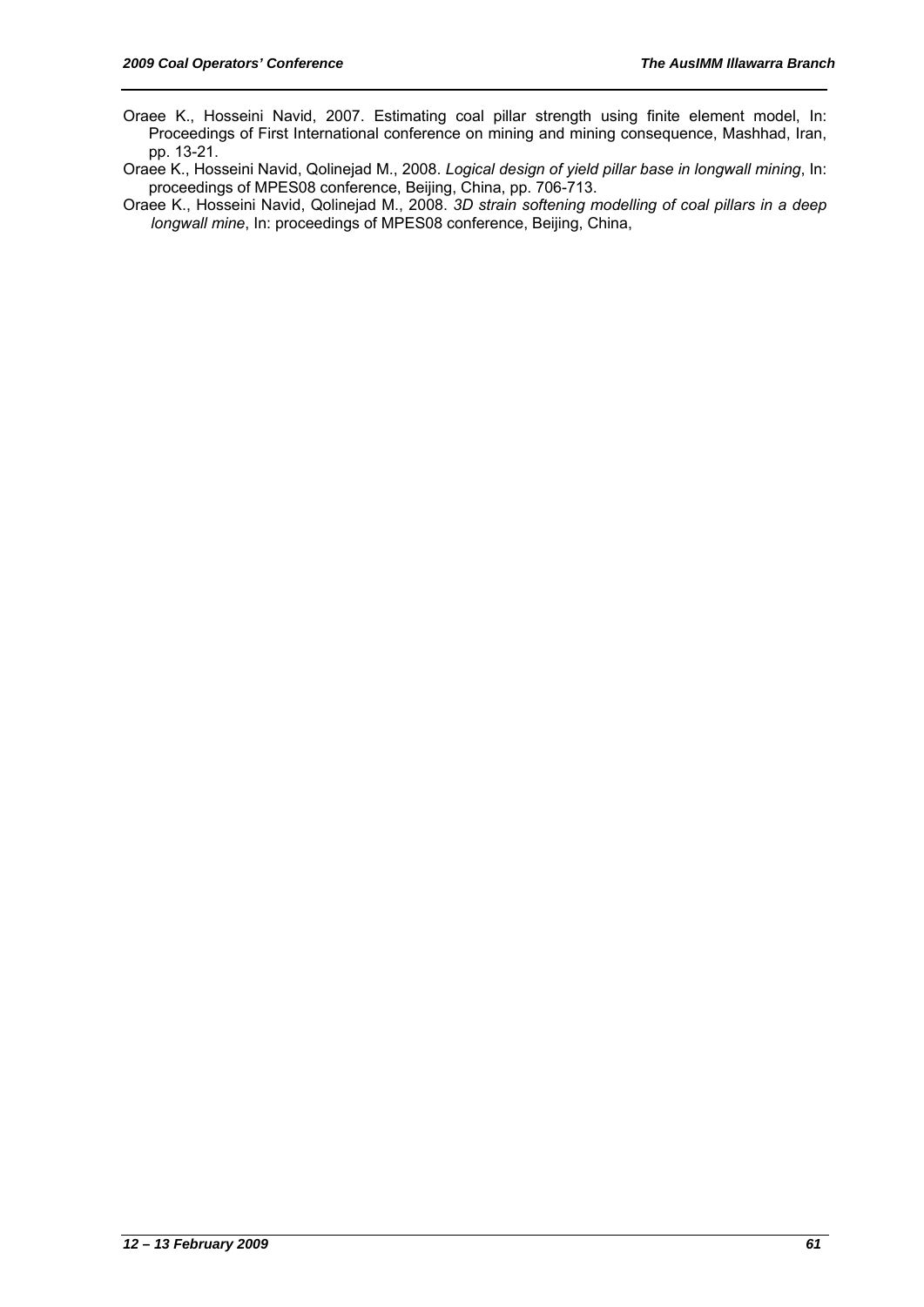Oraee K., Hosseini Navid, 2007. Estimating coal pillar strength using finite element model, In: Proceedings of First International conference on mining and mining consequence, Mashhad, Iran, pp. 13-21.

Oraee K., Hosseini Navid, Qolinejad M., 2008. *Logical design of yield pillar base in longwall mining*, In: proceedings of MPES08 conference, Beijing, China, pp. 706-713.

Oraee K., Hosseini Navid, Qolinejad M., 2008. *3D strain softening modelling of coal pillars in a deep longwall mine*, In: proceedings of MPES08 conference, Beijing, China,